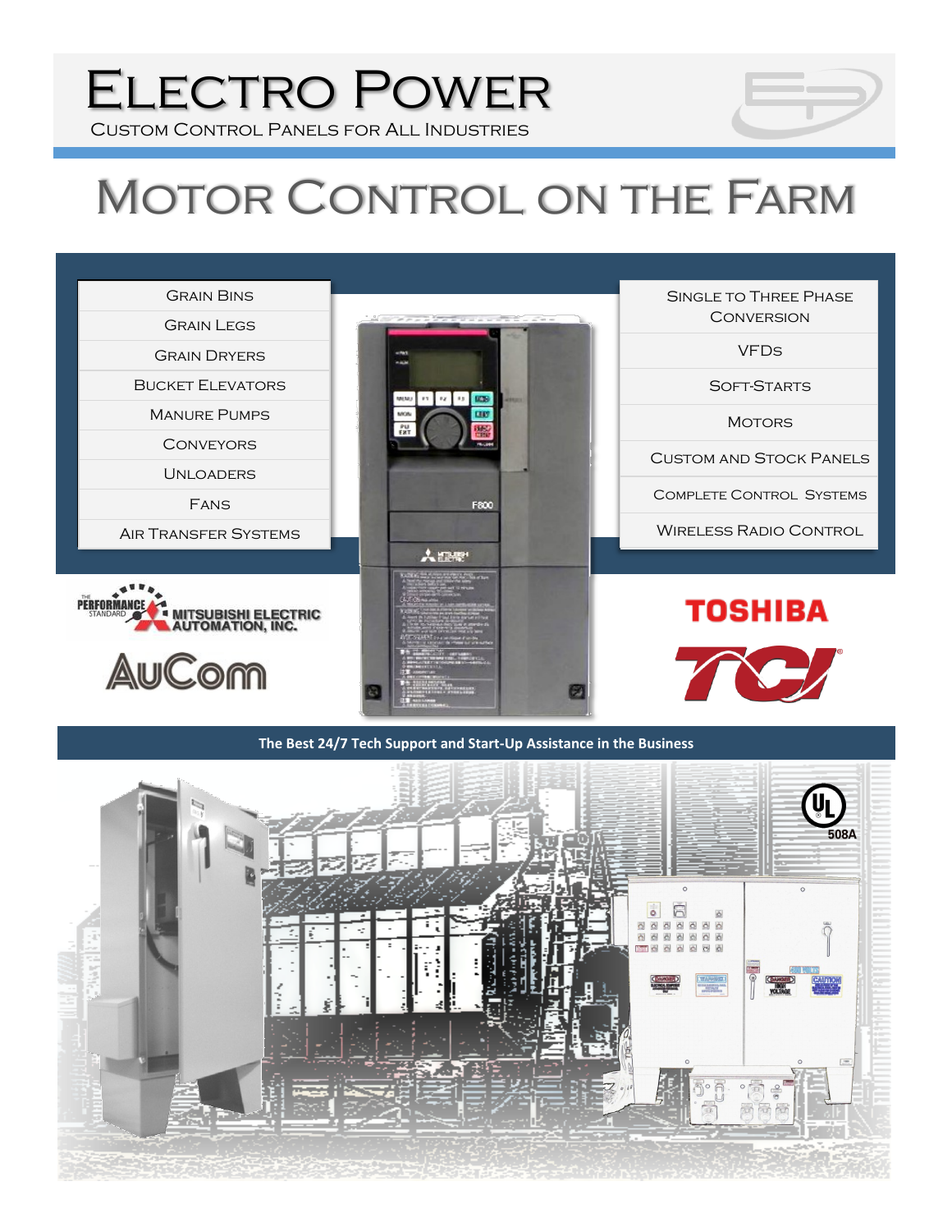# Electro Power

Custom Control Panels for All Industries

# Motor Control on the Farm

- Grain Bins
- Grain Legs
- Grain Dryers
- Bucket Elevators
- Manure Pumps
- Conveyors
- Unloaders
- Fans
- Air Transfer Systems

- Single to Three Phase Conversion
- VFDs
- Soft-Starts
- Motors
- Custom and Stock Panels
- Complete Control Systems
- Wireless Radio Control

Mitsubishi Electric Automation, Inc. — The Performance Standard

AuCom

Toshiba

TCI

**The Best 24/7 Tech Support and Start-Up Assistance in the Business**

UL 508A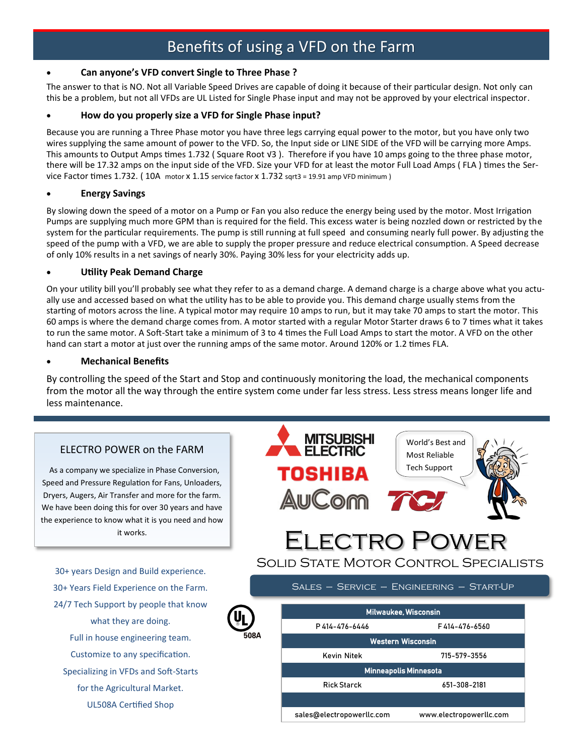# Benefits of using a VFD on the Farm

- **Can anyone's VFD convert Single to Three Phase ?**

The answer to that is NO. Not all Variable Speed Drives are capable of doing it because of their particular design. Not only can this be a problem, but not all VFDs are UL Listed for Single Phase input and may not be approved by your electrical inspector.

- **How do you properly size a VFD for Single Phase input?**

Because you are running a Three Phase motor you have three legs carrying equal power to the motor, but you have only two wires supplying the same amount of power to the VFD. So, the Input side or LINE SIDE of the VFD will be carrying more Amps. This amounts to Output Amps times 1.732 ( Square Root √3 ). Therefore if you have 10 amps going to the three phase motor, there will be 17.32 amps on the input side of the VFD. Size your VFD for at least the motor Full Load Amps ( FLA ) times the Service Factor times 1.732. ( 10A motor x 1.15 service factor x 1.732 sqrt3 = 19.91 amp VFD minimum )

- **Energy Savings**

By slowing down the speed of a motor on a Pump or Fan you also reduce the energy being used by the motor. Most Irrigation Pumps are supplying much more GPM than is required for the field. This excess water is being nozzled down or restricted by the system for the particular requirements. The pump is still running at full speed and consuming nearly full power. By adjusting the speed of the pump with a VFD, we are able to supply the proper pressure and reduce electrical consumption. A Speed decrease of only 10% results in a net savings of nearly 30%. Paying 30% less for your electricity adds up.

- **Utility Peak Demand Charge**

On your utility bill you'll probably see what they refer to as a demand charge. A demand charge is a charge above what you actually use and accessed based on what the utility has to be able to provide you. This demand charge usually stems from the starting of motors across the line. A typical motor may require 10 amps to run, but it may take 70 amps to start the motor. This 60 amps is where the demand charge comes from. A motor started with a regular Motor Starter draws 6 to 7 times what it takes to run the same motor. A Soft-Start take a minimum of 3 to 4 times the Full Load Amps to start the motor. A VFD on the other hand can start a motor at just over the running amps of the same motor. Around 120% or 1.2 times FLA.

- **Mechanical Benefits**

By controlling the speed of the Start and Stop and continuously monitoring the load, the mechanical components from the motor all the way through the entire system come under far less stress. Less stress means longer life and less maintenance.

## ELECTRO POWER on the FARM

As a company we specialize in Phase Conversion, Speed and Pressure Regulation for Fans, Unloaders, Dryers, Augers, Air Transfer and more for the farm. We have been doing this for over 30 years and have the experience to know what it is you need and how it works.

30+ years Design and Build experience.
30+ Years Field Experience on the Farm.
24/7 Tech Support by people that know what they are doing.
Full in house engineering team.
Customize to any specification.
Specializing in VFDs and Soft-Starts for the Agricultural Market.
UL508A Certified Shop

MITSUBISHI ELECTRIC
TOSHIBA
AuCom
TCI

World's Best and Most Reliable Tech Support

508A

# Electro Power

## Solid State Motor Control Specialists

Sales – Service – Engineering – Start-Up

| Milwaukee, Wisconsin | |
|---|---|
| P 414-476-6446 | F 414-476-6560 |
| **Western Wisconsin** | |
| Kevin Nitek | 715-579-3556 |
| **Minneapolis Minnesota** | |
| Rick Starck | 651-308-2181 |
| | |
| sales@electropowerllc.com | www.electropowerllc.com |